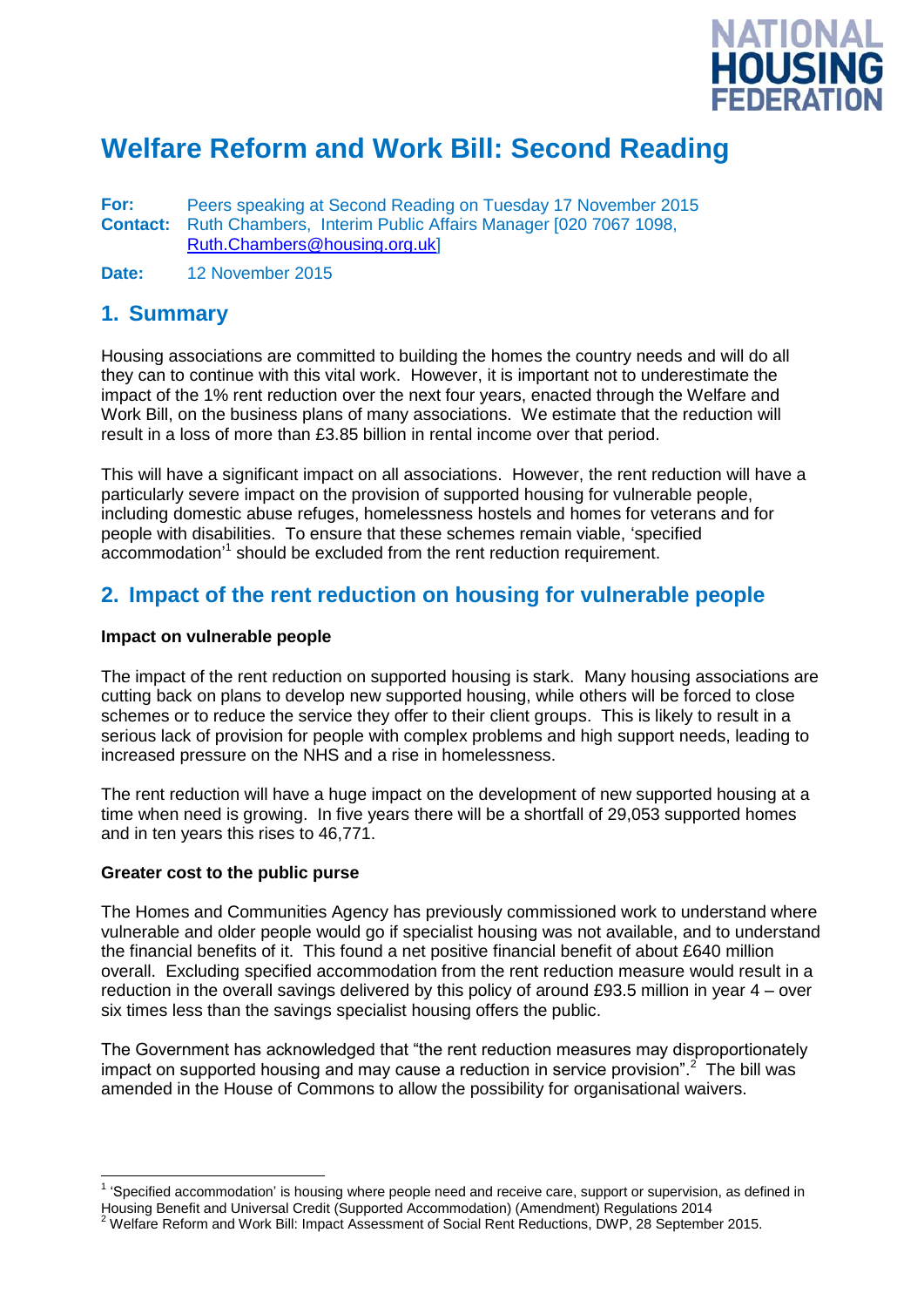NATIONAL HOUSING FEDERATION

# Welfare Reform and Work Bill: Second Reading

**For:** Peers speaking at Second Reading on Tuesday 17 November 2015
**Contact:** Ruth Chambers, Interim Public Affairs Manager [020 7067 1098, Ruth.Chambers@housing.org.uk]

**Date:** 12 November 2015

## 1. Summary

Housing associations are committed to building the homes the country needs and will do all they can to continue with this vital work. However, it is important not to underestimate the impact of the 1% rent reduction over the next four years, enacted through the Welfare and Work Bill, on the business plans of many associations. We estimate that the reduction will result in a loss of more than £3.85 billion in rental income over that period.

This will have a significant impact on all associations. However, the rent reduction will have a particularly severe impact on the provision of supported housing for vulnerable people, including domestic abuse refuges, homelessness hostels and homes for veterans and for people with disabilities. To ensure that these schemes remain viable, 'specified accommodation'[1] should be excluded from the rent reduction requirement.

## 2. Impact of the rent reduction on housing for vulnerable people

### Impact on vulnerable people

The impact of the rent reduction on supported housing is stark. Many housing associations are cutting back on plans to develop new supported housing, while others will be forced to close schemes or to reduce the service they offer to their client groups. This is likely to result in a serious lack of provision for people with complex problems and high support needs, leading to increased pressure on the NHS and a rise in homelessness.

The rent reduction will have a huge impact on the development of new supported housing at a time when need is growing. In five years there will be a shortfall of 29,053 supported homes and in ten years this rises to 46,771.

### Greater cost to the public purse

The Homes and Communities Agency has previously commissioned work to understand where vulnerable and older people would go if specialist housing was not available, and to understand the financial benefits of it. This found a net positive financial benefit of about £640 million overall. Excluding specified accommodation from the rent reduction measure would result in a reduction in the overall savings delivered by this policy of around £93.5 million in year 4 – over six times less than the savings specialist housing offers the public.

The Government has acknowledged that "the rent reduction measures may disproportionately impact on supported housing and may cause a reduction in service provision".[2] The bill was amended in the House of Commons to allow the possibility for organisational waivers.

---

[1] 'Specified accommodation' is housing where people need and receive care, support or supervision, as defined in Housing Benefit and Universal Credit (Supported Accommodation) (Amendment) Regulations 2014

[2] Welfare Reform and Work Bill: Impact Assessment of Social Rent Reductions, DWP, 28 September 2015.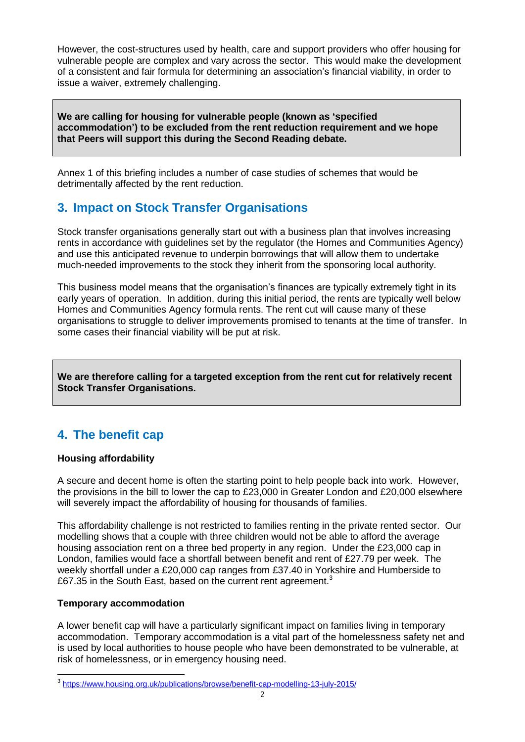However, the cost-structures used by health, care and support providers who offer housing for vulnerable people are complex and vary across the sector. This would make the development of a consistent and fair formula for determining an association's financial viability, in order to issue a waiver, extremely challenging.

**We are calling for housing for vulnerable people (known as 'specified accommodation') to be excluded from the rent reduction requirement and we hope that Peers will support this during the Second Reading debate.**

Annex 1 of this briefing includes a number of case studies of schemes that would be detrimentally affected by the rent reduction.

## 3. Impact on Stock Transfer Organisations

Stock transfer organisations generally start out with a business plan that involves increasing rents in accordance with guidelines set by the regulator (the Homes and Communities Agency) and use this anticipated revenue to underpin borrowings that will allow them to undertake much-needed improvements to the stock they inherit from the sponsoring local authority.

This business model means that the organisation's finances are typically extremely tight in its early years of operation. In addition, during this initial period, the rents are typically well below Homes and Communities Agency formula rents. The rent cut will cause many of these organisations to struggle to deliver improvements promised to tenants at the time of transfer. In some cases their financial viability will be put at risk.

**We are therefore calling for a targeted exception from the rent cut for relatively recent Stock Transfer Organisations.**

## 4. The benefit cap

### Housing affordability

A secure and decent home is often the starting point to help people back into work. However, the provisions in the bill to lower the cap to £23,000 in Greater London and £20,000 elsewhere will severely impact the affordability of housing for thousands of families.

This affordability challenge is not restricted to families renting in the private rented sector. Our modelling shows that a couple with three children would not be able to afford the average housing association rent on a three bed property in any region. Under the £23,000 cap in London, families would face a shortfall between benefit and rent of £27.79 per week. The weekly shortfall under a £20,000 cap ranges from £37.40 in Yorkshire and Humberside to £67.35 in the South East, based on the current rent agreement.[3]

### Temporary accommodation

A lower benefit cap will have a particularly significant impact on families living in temporary accommodation. Temporary accommodation is a vital part of the homelessness safety net and is used by local authorities to house people who have been demonstrated to be vulnerable, at risk of homelessness, or in emergency housing need.

[3] https://www.housing.org.uk/publications/browse/benefit-cap-modelling-13-july-2015/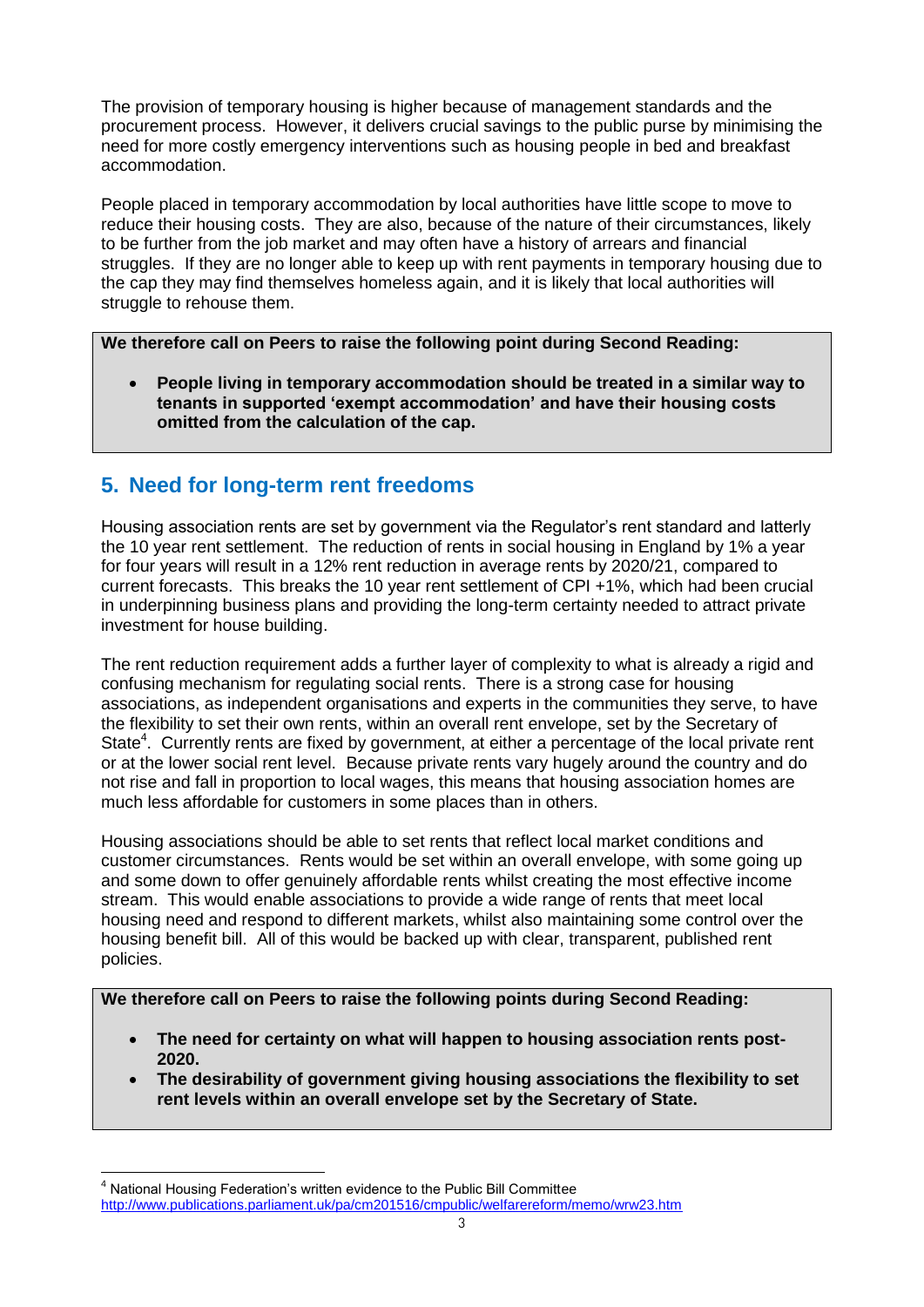The provision of temporary housing is higher because of management standards and the procurement process. However, it delivers crucial savings to the public purse by minimising the need for more costly emergency interventions such as housing people in bed and breakfast accommodation.

People placed in temporary accommodation by local authorities have little scope to move to reduce their housing costs. They are also, because of the nature of their circumstances, likely to be further from the job market and may often have a history of arrears and financial struggles. If they are no longer able to keep up with rent payments in temporary housing due to the cap they may find themselves homeless again, and it is likely that local authorities will struggle to rehouse them.

**We therefore call on Peers to raise the following point during Second Reading:**

- **People living in temporary accommodation should be treated in a similar way to tenants in supported 'exempt accommodation' and have their housing costs omitted from the calculation of the cap.**

## 5. Need for long-term rent freedoms

Housing association rents are set by government via the Regulator's rent standard and latterly the 10 year rent settlement. The reduction of rents in social housing in England by 1% a year for four years will result in a 12% rent reduction in average rents by 2020/21, compared to current forecasts. This breaks the 10 year rent settlement of CPI +1%, which had been crucial in underpinning business plans and providing the long-term certainty needed to attract private investment for house building.

The rent reduction requirement adds a further layer of complexity to what is already a rigid and confusing mechanism for regulating social rents. There is a strong case for housing associations, as independent organisations and experts in the communities they serve, to have the flexibility to set their own rents, within an overall rent envelope, set by the Secretary of State[4]. Currently rents are fixed by government, at either a percentage of the local private rent or at the lower social rent level. Because private rents vary hugely around the country and do not rise and fall in proportion to local wages, this means that housing association homes are much less affordable for customers in some places than in others.

Housing associations should be able to set rents that reflect local market conditions and customer circumstances. Rents would be set within an overall envelope, with some going up and some down to offer genuinely affordable rents whilst creating the most effective income stream. This would enable associations to provide a wide range of rents that meet local housing need and respond to different markets, whilst also maintaining some control over the housing benefit bill. All of this would be backed up with clear, transparent, published rent policies.

**We therefore call on Peers to raise the following points during Second Reading:**

- **The need for certainty on what will happen to housing association rents post-2020.**
- **The desirability of government giving housing associations the flexibility to set rent levels within an overall envelope set by the Secretary of State.**

---

[4] National Housing Federation's written evidence to the Public Bill Committee http://www.publications.parliament.uk/pa/cm201516/cmpublic/welfarereform/memo/wrw23.htm